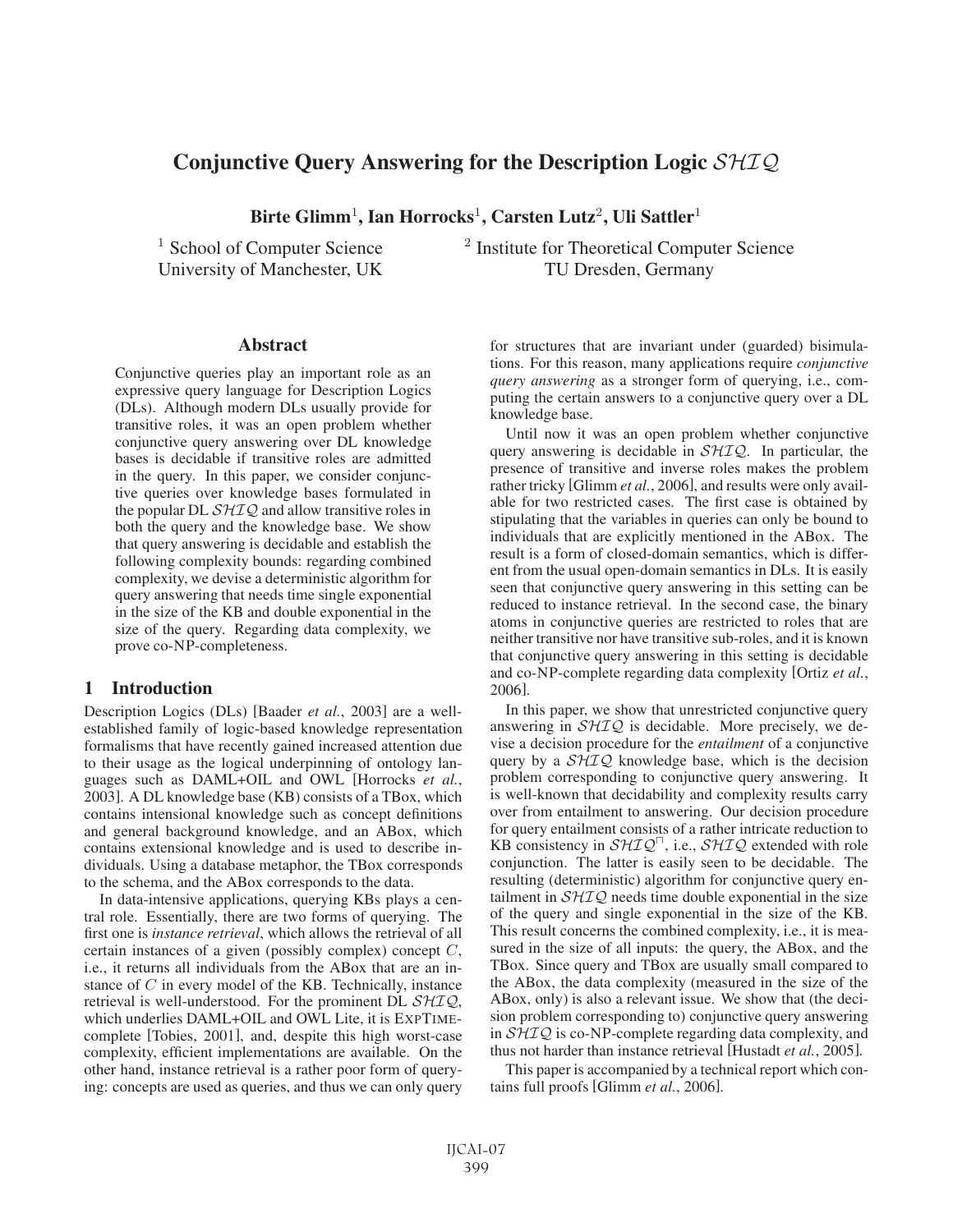# Conjunctive Query Answering for the Description Logic $\mathcal{SHIQ}$

**Birte Glimm[1], Ian Horrocks[1], Carsten Lutz[2], Uli Sattler[1]**

[1] School of Computer Science
University of Manchester, UK

[2] Institute for Theoretical Computer Science
TU Dresden, Germany

## Abstract

Conjunctive queries play an important role as an expressive query language for Description Logics (DLs). Although modern DLs usually provide for transitive roles, it was an open problem whether conjunctive query answering over DL knowledge bases is decidable if transitive roles are admitted in the query. In this paper, we consider conjunctive queries over knowledge bases formulated in the popular DL $\mathcal{SHIQ}$ and allow transitive roles in both the query and the knowledge base. We show that query answering is decidable and establish the following complexity bounds: regarding combined complexity, we devise a deterministic algorithm for query answering that needs time single exponential in the size of the KB and double exponential in the size of the query. Regarding data complexity, we prove co-NP-completeness.

## 1 Introduction

Description Logics (DLs) [Baader *et al.*, 2003] are a well-established family of logic-based knowledge representation formalisms that have recently gained increased attention due to their usage as the logical underpinning of ontology languages such as DAML+OIL and OWL [Horrocks *et al.*, 2003]. A DL knowledge base (KB) consists of a TBox, which contains intensional knowledge such as concept definitions and general background knowledge, and an ABox, which contains extensional knowledge and is used to describe individuals. Using a database metaphor, the TBox corresponds to the schema, and the ABox corresponds to the data.

In data-intensive applications, querying KBs plays a central role. Essentially, there are two forms of querying. The first one is *instance retrieval*, which allows the retrieval of all certain instances of a given (possibly complex) concept $C$, i.e., it returns all individuals from the ABox that are an instance of $C$ in every model of the KB. Technically, instance retrieval is well-understood. For the prominent DL $\mathcal{SHIQ}$, which underlies DAML+OIL and OWL Lite, it is EXPTIME-complete [Tobies, 2001], and, despite this high worst-case complexity, efficient implementations are available. On the other hand, instance retrieval is a rather poor form of querying: concepts are used as queries, and thus we can only query for structures that are invariant under (guarded) bisimulations. For this reason, many applications require *conjunctive query answering* as a stronger form of querying, i.e., computing the certain answers to a conjunctive query over a DL knowledge base.

Until now it was an open problem whether conjunctive query answering is decidable in $\mathcal{SHIQ}$. In particular, the presence of transitive and inverse roles makes the problem rather tricky [Glimm *et al.*, 2006], and results were only available for two restricted cases. The first case is obtained by stipulating that the variables in queries can only be bound to individuals that are explicitly mentioned in the ABox. The result is a form of closed-domain semantics, which is different from the usual open-domain semantics in DLs. It is easily seen that conjunctive query answering in this setting can be reduced to instance retrieval. In the second case, the binary atoms in conjunctive queries are restricted to roles that are neither transitive nor have transitive sub-roles, and it is known that conjunctive query answering in this setting is decidable and co-NP-complete regarding data complexity [Ortiz *et al.*, 2006].

In this paper, we show that unrestricted conjunctive query answering in $\mathcal{SHIQ}$ is decidable. More precisely, we devise a decision procedure for the *entailment* of a conjunctive query by a $\mathcal{SHIQ}$ knowledge base, which is the decision problem corresponding to conjunctive query answering. It is well-known that decidability and complexity results carry over from entailment to answering. Our decision procedure for query entailment consists of a rather intricate reduction to KB consistency in $\mathcal{SHIQ}^{\sqcap}$, i.e., $\mathcal{SHIQ}$ extended with role conjunction. The latter is easily seen to be decidable. The resulting (deterministic) algorithm for conjunctive query entailment in $\mathcal{SHIQ}$ needs time double exponential in the size of the query and single exponential in the size of the KB. This result concerns the combined complexity, i.e., it is measured in the size of all inputs: the query, the ABox, and the TBox. Since query and TBox are usually small compared to the ABox, the data complexity (measured in the size of the ABox, only) is also a relevant issue. We show that (the decision problem corresponding to) conjunctive query answering in $\mathcal{SHIQ}$ is co-NP-complete regarding data complexity, and thus not harder than instance retrieval [Hustadt *et al.*, 2005].

This paper is accompanied by a technical report which contains full proofs [Glimm *et al.*, 2006].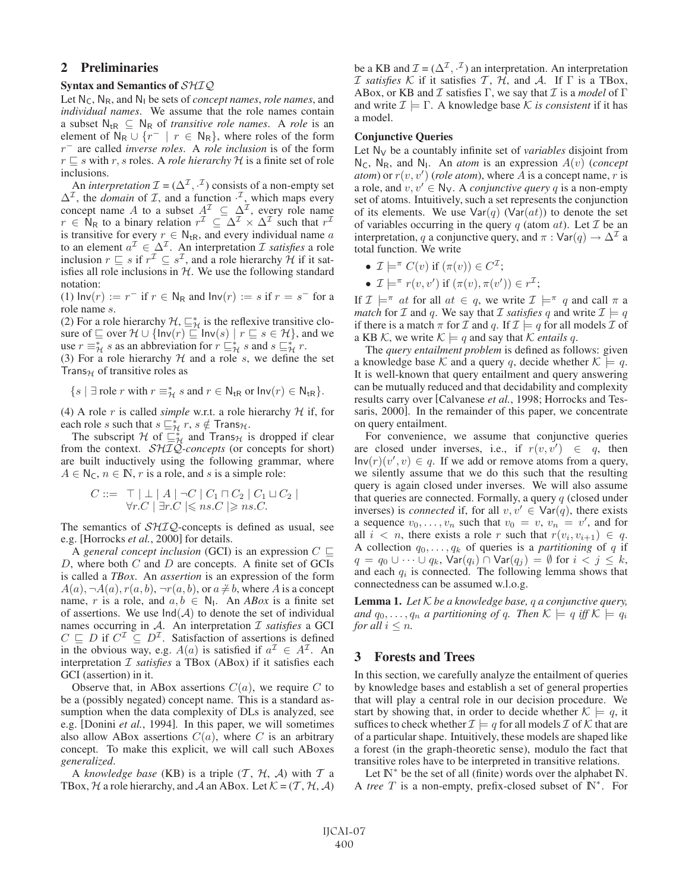## 2 Preliminaries

### Syntax and Semantics of $\mathcal{SHIQ}$

Let $\mathsf{N_C}$, $\mathsf{N_R}$, and $\mathsf{N_I}$ be sets of *concept names*, *role names*, and *individual names*. We assume that the role names contain a subset $\mathsf{N_{tR}} \subseteq \mathsf{N_R}$ of *transitive role names*. A *role* is an element of $\mathsf{N_R} \cup \{r^- \mid r \in \mathsf{N_R}\}$, where roles of the form $r^-$ are called *inverse roles*. A *role inclusion* is of the form $r \sqsubseteq s$ with $r, s$ roles. A *role hierarchy* $\mathcal{H}$ is a finite set of role inclusions.

An *interpretation* $\mathcal{I} = (\Delta^\mathcal{I}, \cdot^\mathcal{I})$ consists of a non-empty set $\Delta^\mathcal{I}$, the *domain* of $\mathcal{I}$, and a function $\cdot^\mathcal{I}$, which maps every concept name $A$ to a subset $A^\mathcal{I} \subseteq \Delta^\mathcal{I}$, every role name $r \in \mathsf{N_R}$ to a binary relation $r^\mathcal{I} \subseteq \Delta^\mathcal{I} \times \Delta^\mathcal{I}$ such that $r^\mathcal{I}$ is transitive for every $r \in \mathsf{N_{tR}}$, and every individual name $a$ to an element $a^\mathcal{I} \in \Delta^\mathcal{I}$. An interpretation $\mathcal{I}$ *satisfies* a role inclusion $r \sqsubseteq s$ if $r^\mathcal{I} \subseteq s^\mathcal{I}$, and a role hierarchy $\mathcal{H}$ if it satisfies all role inclusions in $\mathcal{H}$. We use the following standard notation:

(1) $\mathsf{Inv}(r) := r^-$ if $r \in \mathsf{N_R}$ and $\mathsf{Inv}(r) := s$ if $r = s^-$ for a role name $s$.

(2) For a role hierarchy $\mathcal{H}$, $\sqsubseteq^*_\mathcal{H}$ is the reflexive transitive closure of $\sqsubseteq$ over $\mathcal{H} \cup \{\mathsf{Inv}(r) \sqsubseteq \mathsf{Inv}(s) \mid r \sqsubseteq s \in \mathcal{H}\}$, and we use $r \equiv^*_\mathcal{H} s$ as an abbreviation for $r \sqsubseteq^*_\mathcal{H} s$ and $s \sqsubseteq^*_\mathcal{H} r$.

(3) For a role hierarchy $\mathcal{H}$ and a role $s$, we define the set $\mathsf{Trans}_\mathcal{H}$ of transitive roles as

$$\{s \mid \exists \text{ role } r \text{ with } r \equiv^*_\mathcal{H} s \text{ and } r \in \mathsf{N_{tR}} \text{ or } \mathsf{Inv}(r) \in \mathsf{N_{tR}}\}.$$

(4) A role $r$ is called *simple* w.r.t. a role hierarchy $\mathcal{H}$ if, for each role $s$ such that $s \sqsubseteq^*_\mathcal{H} r$, $s \notin \mathsf{Trans}_\mathcal{H}$.

The subscript $\mathcal{H}$ of $\sqsubseteq^*_\mathcal{H}$ and $\mathsf{Trans}_\mathcal{H}$ is dropped if clear from the context. $\mathcal{SHIQ}$*-concepts* (or concepts for short) are built inductively using the following grammar, where $A \in \mathsf{N_C}$, $n \in \mathbb{N}$, $r$ is a role, and $s$ is a simple role:

$$C ::= \top \mid \bot \mid A \mid \neg C \mid C_1 \sqcap C_2 \mid C_1 \sqcup C_2 \mid \forall r.C \mid \exists r.C \mid \leqslant n s.C \mid \geqslant n s.C.$$

The semantics of $\mathcal{SHIQ}$-concepts is defined as usual, see e.g. [Horrocks *et al.*, 2000] for details.

A *general concept inclusion* (GCI) is an expression $C \sqsubseteq D$, where both $C$ and $D$ are concepts. A finite set of GCIs is called a *TBox*. An *assertion* is an expression of the form $A(a), \neg A(a), r(a, b), \neg r(a, b)$, or $a \not\doteq b$, where $A$ is a concept name, $r$ is a role, and $a, b \in \mathsf{N_I}$. An *ABox* is a finite set of assertions. We use $\mathsf{Ind}(\mathcal{A})$ to denote the set of individual names occurring in $\mathcal{A}$. An interpretation $\mathcal{I}$ *satisfies* a GCI $C \sqsubseteq D$ if $C^\mathcal{I} \subseteq D^\mathcal{I}$. Satisfaction of assertions is defined in the obvious way, e.g. $A(a)$ is satisfied if $a^\mathcal{I} \in A^\mathcal{I}$. An interpretation $\mathcal{I}$ *satisfies* a TBox (ABox) if it satisfies each GCI (assertion) in it.

Observe that, in ABox assertions $C(a)$, we require $C$ to be a (possibly negated) concept name. This is a standard assumption when the data complexity of DLs is analyzed, see e.g. [Donini *et al.*, 1994]. In this paper, we will sometimes also allow ABox assertions $C(a)$, where $C$ is an arbitrary concept. To make this explicit, we will call such ABoxes *generalized*.

A *knowledge base* (KB) is a triple $(\mathcal{T}, \mathcal{H}, \mathcal{A})$ with $\mathcal{T}$ a TBox, $\mathcal{H}$ a role hierarchy, and $\mathcal{A}$ an ABox. Let $\mathcal{K} = (\mathcal{T}, \mathcal{H}, \mathcal{A})$ be a KB and $\mathcal{I} = (\Delta^\mathcal{I}, \cdot^\mathcal{I})$ an interpretation. An interpretation $\mathcal{I}$ *satisfies* $\mathcal{K}$ if it satisfies $\mathcal{T}$, $\mathcal{H}$, and $\mathcal{A}$. If $\Gamma$ is a TBox, ABox, or KB and $\mathcal{I}$ satisfies $\Gamma$, we say that $\mathcal{I}$ is a *model* of $\Gamma$ and write $\mathcal{I} \models \Gamma$. A knowledge base $\mathcal{K}$ *is consistent* if it has a model.

### Conjunctive Queries

Let $\mathsf{N_V}$ be a countably infinite set of *variables* disjoint from $\mathsf{N_C}$, $\mathsf{N_R}$, and $\mathsf{N_I}$. An *atom* is an expression $A(v)$ (*concept atom*) or $r(v, v')$ (*role atom*), where $A$ is a concept name, $r$ is a role, and $v, v' \in \mathsf{N_V}$. A *conjunctive query* $q$ is a non-empty set of atoms. Intuitively, such a set represents the conjunction of its elements. We use $\mathsf{Var}(q)$ ($\mathsf{Var}(at)$) to denote the set of variables occurring in the query $q$ (atom $at$). Let $\mathcal{I}$ be an interpretation, $q$ a conjunctive query, and $\pi : \mathsf{Var}(q) \to \Delta^\mathcal{I}$ a total function. We write

- $\mathcal{I} \models^\pi C(v)$ if $(\pi(v)) \in C^\mathcal{I}$;
- $\mathcal{I} \models^\pi r(v, v')$ if $(\pi(v), \pi(v')) \in r^\mathcal{I}$;

If $\mathcal{I} \models^\pi at$ for all $at \in q$, we write $\mathcal{I} \models^\pi q$ and call $\pi$ a *match* for $\mathcal{I}$ and $q$. We say that $\mathcal{I}$ *satisfies* $q$ and write $\mathcal{I} \models q$ if there is a match $\pi$ for $\mathcal{I}$ and $q$. If $\mathcal{I} \models q$ for all models $\mathcal{I}$ of a KB $\mathcal{K}$, we write $\mathcal{K} \models q$ and say that $\mathcal{K}$ *entails* $q$.

The *query entailment problem* is defined as follows: given a knowledge base $\mathcal{K}$ and a query $q$, decide whether $\mathcal{K} \models q$. It is well-known that query entailment and query answering can be mutually reduced and that decidability and complexity results carry over [Calvanese *et al.*, 1998; Horrocks and Tessaris, 2000]. In the remainder of this paper, we concentrate on query entailment.

For convenience, we assume that conjunctive queries are closed under inverses, i.e., if $r(v, v') \in q$, then $\mathsf{Inv}(r)(v', v) \in q$. If we add or remove atoms from a query, we silently assume that we do this such that the resulting query is again closed under inverses. We will also assume that queries are connected. Formally, a query $q$ (closed under inverses) is *connected* if, for all $v, v' \in \mathsf{Var}(q)$, there exists a sequence $v_0, \ldots, v_n$ such that $v_0 = v$, $v_n = v'$, and for all $i < n$, there exists a role $r$ such that $r(v_i, v_{i+1}) \in q$. A collection $q_0, \ldots, q_k$ of queries is a *partitioning* of $q$ if $q = q_0 \cup \cdots \cup q_k$, $\mathsf{Var}(q_i) \cap \mathsf{Var}(q_j) = \emptyset$ for $i < j \leq k$, and each $q_i$ is connected. The following lemma shows that connectedness can be assumed w.l.o.g.

**Lemma 1.** *Let $\mathcal{K}$ be a knowledge base, $q$ a conjunctive query, and $q_0, \ldots, q_n$ a partitioning of $q$. Then $\mathcal{K} \models q$ iff $\mathcal{K} \models q_i$ for all $i \leq n$.*

## 3 Forests and Trees

In this section, we carefully analyze the entailment of queries by knowledge bases and establish a set of general properties that will play a central role in our decision procedure. We start by showing that, in order to decide whether $\mathcal{K} \models q$, it suffices to check whether $\mathcal{I} \models q$ for all models $\mathcal{I}$ of $\mathcal{K}$ that are of a particular shape. Intuitively, these models are shaped like a forest (in the graph-theoretic sense), modulo the fact that transitive roles have to be interpreted in transitive relations.

Let $\mathbb{N}^*$ be the set of all (finite) words over the alphabet $\mathbb{N}$. A *tree* $T$ is a non-empty, prefix-closed subset of $\mathbb{N}^*$. For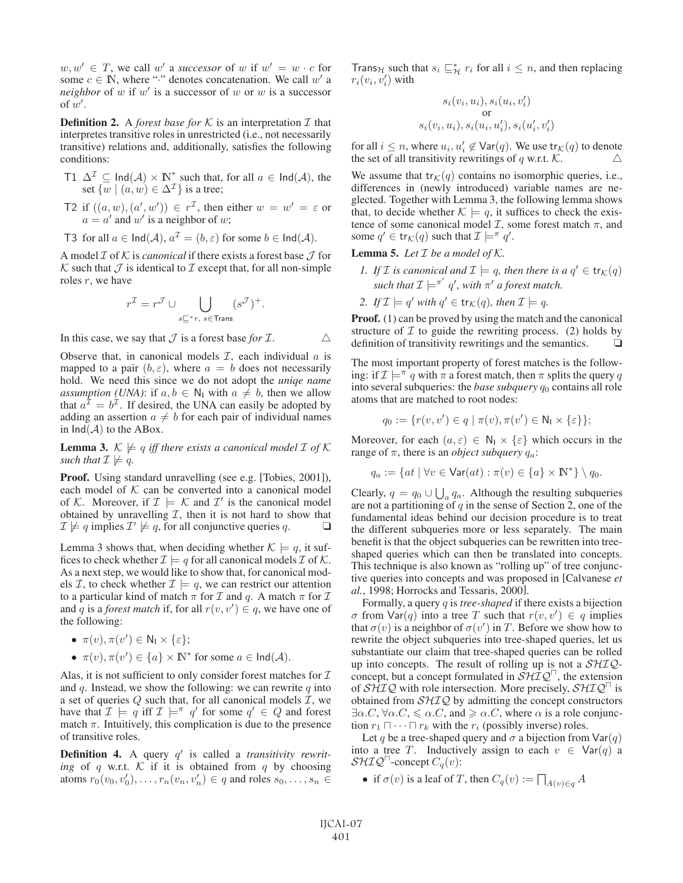$w, w' \in T$, we call $w'$ a *successor* of $w$ if $w' = w \cdot c$ for some $c \in \mathbb{N}$, where "$\cdot$" denotes concatenation. We call $w'$ a *neighbor* of $w$ if $w'$ is a successor of $w$ or $w$ is a successor of $w'$.

**Definition 2.** A *forest base for* $\mathcal{K}$ is an interpretation $\mathcal{I}$ that interpretes transitive roles in unrestricted (i.e., not necessarily transitive) relations and, additionally, satisfies the following conditions:

- T1 $\Delta^{\mathcal{I}} \subseteq \mathsf{Ind}(\mathcal{A}) \times \mathbb{N}^*$ such that, for all $a \in \mathsf{Ind}(\mathcal{A})$, the set $\{w \mid (a, w) \in \Delta^{\mathcal{I}}\}$ is a tree;
- T2 if $((a, w), (a', w')) \in r^{\mathcal{I}}$, then either $w = w' = \varepsilon$ or $a = a'$ and $w'$ is a neighbor of $w$;
- T3 for all $a \in \mathsf{Ind}(\mathcal{A})$, $a^{\mathcal{I}} = (b, \varepsilon)$ for some $b \in \mathsf{Ind}(\mathcal{A})$.

A model $\mathcal{I}$ of $\mathcal{K}$ is *canonical* if there exists a forest base $\mathcal{J}$ for $\mathcal{K}$ such that $\mathcal{J}$ is identical to $\mathcal{I}$ except that, for all non-simple roles $r$, we have

$$r^{\mathcal{I}} = r^{\mathcal{J}} \cup \bigcup_{s \sqsubseteq^* r,\ s \in \mathsf{Trans}} (s^{\mathcal{J}})^+.$$

In this case, we say that $\mathcal{J}$ is a forest base *for* $\mathcal{I}$. △

Observe that, in canonical models $\mathcal{I}$, each individual $a$ is mapped to a pair $(b, \varepsilon)$, where $a = b$ does not necessarily hold. We need this since we do not adopt the *uniqe name assumption (UNA)*: if $a, b \in \mathsf{N_I}$ with $a \neq b$, then we allow that $a^{\mathcal{I}} = b^{\mathcal{I}}$. If desired, the UNA can easily be adopted by adding an assertion $a \neq b$ for each pair of individual names in $\mathsf{Ind}(\mathcal{A})$ to the ABox.

**Lemma 3.** *$\mathcal{K} \not\models q$ iff there exists a canonical model $\mathcal{I}$ of $\mathcal{K}$ such that $\mathcal{I} \not\models q$.*

**Proof.** Using standard unravelling (see e.g. [Tobies, 2001]), each model of $\mathcal{K}$ can be converted into a canonical model of $\mathcal{K}$. Moreover, if $\mathcal{I} \models \mathcal{K}$ and $\mathcal{I}'$ is the canonical model obtained by unravelling $\mathcal{I}$, then it is not hard to show that $\mathcal{I} \not\models q$ implies $\mathcal{I}' \not\models q$, for all conjunctive queries $q$. ❑

Lemma 3 shows that, when deciding whether $\mathcal{K} \models q$, it suffices to check whether $\mathcal{I} \models q$ for all canonical models $\mathcal{I}$ of $\mathcal{K}$. As a next step, we would like to show that, for canonical models $\mathcal{I}$, to check whether $\mathcal{I} \models q$, we can restrict our attention to a particular kind of match $\pi$ for $\mathcal{I}$ and $q$. A match $\pi$ for $\mathcal{I}$ and $q$ is a *forest match* if, for all $r(v, v') \in q$, we have one of the following:

- $\pi(v), \pi(v') \in \mathsf{N_I} \times \{\varepsilon\}$;
- $\pi(v), \pi(v') \in \{a\} \times \mathbb{N}^*$ for some $a \in \mathsf{Ind}(\mathcal{A})$.

Alas, it is not sufficient to only consider forest matches for $\mathcal{I}$ and $q$. Instead, we show the following: we can rewrite $q$ into a set of queries $Q$ such that, for all canonical models $\mathcal{I}$, we have that $\mathcal{I} \models q$ iff $\mathcal{I} \models^{\pi} q'$ for some $q' \in Q$ and forest match $\pi$. Intuitively, this complication is due to the presence of transitive roles.

**Definition 4.** A query $q'$ is called a *transitivity rewriting* of $q$ w.r.t. $\mathcal{K}$ if it is obtained from $q$ by choosing atoms $r_0(v_0, v_0'), \ldots, r_n(v_n, v_n') \in q$ and roles $s_0, \ldots, s_n \in \mathsf{Trans}_{\mathcal{H}}$ such that $s_i \sqsubseteq^*_{\mathcal{H}} r_i$ for all $i \leq n$, and then replacing $r_i(v_i, v_i')$ with

$$s_i(v_i, u_i), s_i(u_i, v_i') \\ \text{or} \\ s_i(v_i, u_i), s_i(u_i, u_i'), s_i(u_i', v_i')$$

for all $i \leq n$, where $u_i, u_i' \notin \mathsf{Var}(q)$. We use $\mathsf{tr}_{\mathcal{K}}(q)$ to denote the set of all transitivity rewritings of $q$ w.r.t. $\mathcal{K}$. △

We assume that $\mathsf{tr}_{\mathcal{K}}(q)$ contains no isomorphic queries, i.e., differences in (newly introduced) variable names are neglected. Together with Lemma 3, the following lemma shows that, to decide whether $\mathcal{K} \models q$, it suffices to check the existence of some canonical model $\mathcal{I}$, some forest match $\pi$, and some $q' \in \mathsf{tr}_{\mathcal{K}}(q)$ such that $\mathcal{I} \models^{\pi} q'$.

**Lemma 5.** *Let $\mathcal{I}$ be a model of $\mathcal{K}$.*

1. *If $\mathcal{I}$ is canonical and $\mathcal{I} \models q$, then there is a $q' \in \mathsf{tr}_{\mathcal{K}}(q)$ such that $\mathcal{I} \models^{\pi'} q'$, with $\pi'$ a forest match.*
2. *If $\mathcal{I} \models q'$ with $q' \in \mathsf{tr}_{\mathcal{K}}(q)$, then $\mathcal{I} \models q$.*

**Proof.** (1) can be proved by using the match and the canonical structure of $\mathcal{I}$ to guide the rewriting process. (2) holds by definition of transitivity rewritings and the semantics. ❑

The most important property of forest matches is the following: if $\mathcal{I} \models^{\pi} q$ with $\pi$ a forest match, then $\pi$ splits the query $q$ into several subqueries: the *base subquery* $q_0$ contains all role atoms that are matched to root nodes:

$$q_0 := \{r(v, v') \in q \mid \pi(v), \pi(v') \in \mathsf{N_I} \times \{\varepsilon\}\};$$

Moreover, for each $(a, \varepsilon) \in \mathsf{N_I} \times \{\varepsilon\}$ which occurs in the range of $\pi$, there is an *object subquery* $q_a$:

$$q_a := \{at \mid \forall v \in \mathsf{Var}(at) : \pi(v) \in \{a\} \times \mathbb{N}^*\} \setminus q_0.$$

Clearly, $q = q_0 \cup \bigcup_a q_a$. Although the resulting subqueries are not a partitioning of $q$ in the sense of Section 2, one of the fundamental ideas behind our decision procedure is to treat the different subqueries more or less separately. The main benefit is that the object subqueries can be rewritten into tree-shaped queries which can then be translated into concepts. This technique is also known as "rolling up" of tree conjunctive queries into concepts and was proposed in [Calvanese *et al.*, 1998; Horrocks and Tessaris, 2000].

Formally, a query $q$ is *tree-shaped* if there exists a bijection $\sigma$ from $\mathsf{Var}(q)$ into a tree $T$ such that $r(v, v') \in q$ implies that $\sigma(v)$ is a neighbor of $\sigma(v')$ in $T$. Before we show how to rewrite the object subqueries into tree-shaped queries, let us substantiate our claim that tree-shaped queries can be rolled up into concepts. The result of rolling up is not a $\mathcal{SHIQ}$-concept, but a concept formulated in $\mathcal{SHIQ}^{\sqcap}$, the extension of $\mathcal{SHIQ}$ with role intersection. More precisely, $\mathcal{SHIQ}^{\sqcap}$ is obtained from $\mathcal{SHIQ}$ by admitting the concept constructors $\exists \alpha.C$, $\forall \alpha.C$, $\leqslant \alpha.C$, and $\geqslant \alpha.C$, where $\alpha$ is a role conjunction $r_1 \sqcap \cdots \sqcap r_k$ with the $r_i$ (possibly inverse) roles.

Let $q$ be a tree-shaped query and $\sigma$ a bijection from $\mathsf{Var}(q)$ into a tree $T$. Inductively assign to each $v \in \mathsf{Var}(q)$ a $\mathcal{SHIQ}^{\sqcap}$-concept $C_q(v)$:

- if $\sigma(v)$ is a leaf of $T$, then $C_q(v) := \bigsqcap_{A(v) \in q} A$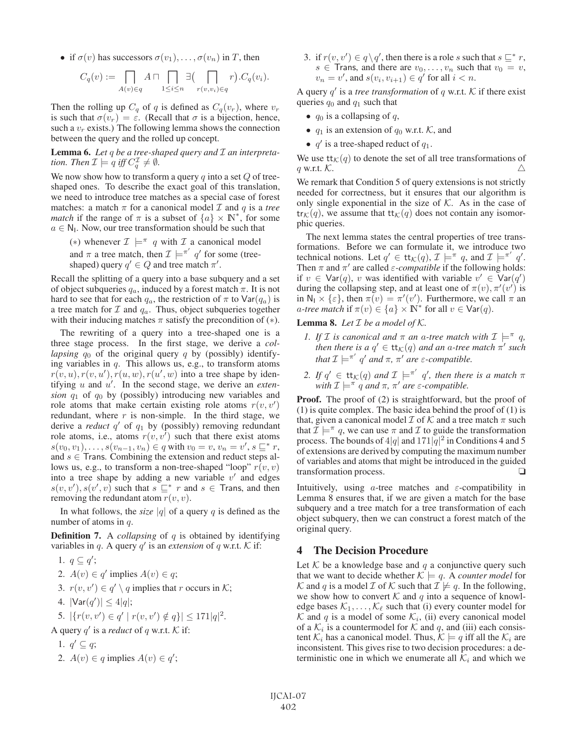- if $\sigma(v)$ has successors $\sigma(v_1), \ldots, \sigma(v_n)$ in $T$, then

$$C_q(v) := \bigsqcap_{A(v) \in q} A \sqcap \bigsqcap_{1 \leq i \leq n} \exists (\bigsqcap_{r(v,v_i) \in q} r).C_q(v_i).$$

Then the rolling up $C_q$ of $q$ is defined as $C_q(v_r)$, where $v_r$ is such that $\sigma(v_r) = \varepsilon$. (Recall that $\sigma$ is a bijection, hence, such a $v_r$ exists.) The following lemma shows the connection between the query and the rolled up concept.

**Lemma 6.** *Let $q$ be a tree-shaped query and $\mathcal{I}$ an interpretation. Then $\mathcal{I} \models q$ iff $C_q^{\mathcal{I}} \neq \emptyset$.*

We now show how to transform a query $q$ into a set $Q$ of tree-shaped ones. To describe the exact goal of this translation, we need to introduce tree matches as a special case of forest matches: a match $\pi$ for a canonical model $\mathcal{I}$ and $q$ is a *tree match* if the range of $\pi$ is a subset of $\{a\} \times \mathbb{N}^*$, for some $a \in \mathsf{N_I}$. Now, our tree transformation should be such that

($*$) whenever $\mathcal{I} \models^{\pi} q$ with $\mathcal{I}$ a canonical model and $\pi$ a tree match, then $\mathcal{I} \models^{\pi'} q'$ for some (tree-shaped) query $q' \in Q$ and tree match $\pi'$.

Recall the splitting of a query into a base subquery and a set of object subqueries $q_a$, induced by a forest match $\pi$. It is not hard to see that for each $q_a$, the restriction of $\pi$ to $\mathsf{Var}(q_a)$ is a tree match for $\mathcal{I}$ and $q_a$. Thus, object subqueries together with their inducing matches $\pi$ satisfy the precondition of ($*$).

The rewriting of a query into a tree-shaped one is a three stage process. In the first stage, we derive a *collapsing* $q_0$ of the original query $q$ by (possibly) identifying variables in $q$. This allows us, e.g., to transform atoms $r(v, u), r(v, u'), r(u, w), r(u', w)$ into a tree shape by identifying $u$ and $u'$. In the second stage, we derive an *extension* $q_1$ of $q_0$ by (possibly) introducing new variables and role atoms that make certain existing role atoms $r(v, v')$ redundant, where $r$ is non-simple. In the third stage, we derive a *reduct* $q'$ of $q_1$ by (possibly) removing redundant atoms, i.e., atoms $r(v, v')$ such that there exist atoms $s(v_0, v_1), \ldots, s(v_{n-1}, v_n) \in q$ with $v_0 = v$, $v_n = v'$, $s \sqsubseteq^* r$, and $s \in \mathsf{Trans}$. Combining the extension and reduct steps allows us, e.g., to transform a non-tree-shaped "loop" $r(v, v)$ into a tree shape by adding a new variable $v'$ and edges $s(v, v'), s(v', v)$ such that $s \sqsubseteq^* r$ and $s \in \mathsf{Trans}$, and then removing the redundant atom $r(v, v)$.

In what follows, the *size* $|q|$ of a query $q$ is defined as the number of atoms in $q$.

**Definition 7.** A *collapsing* of $q$ is obtained by identifying variables in $q$. A query $q'$ is an *extension* of $q$ w.r.t. $\mathcal{K}$ if:

1. $q \subseteq q'$;
2. $A(v) \in q'$ implies $A(v) \in q$;
3. $r(v, v') \in q' \setminus q$ implies that $r$ occurs in $\mathcal{K}$;
4. $|\mathsf{Var}(q')| \leq 4|q|$;
5. $|\{r(v, v') \in q' \mid r(v, v') \notin q\}| \leq 171|q|^2$.

A query $q'$ is a *reduct* of $q$ w.r.t. $\mathcal{K}$ if:

1. $q' \subseteq q$;
2. $A(v) \in q$ implies $A(v) \in q'$;
3. if $r(v, v') \in q \setminus q'$, then there is a role $s$ such that $s \sqsubseteq^* r$, $s \in \mathsf{Trans}$, and there are $v_0, \ldots, v_n$ such that $v_0 = v$, $v_n = v'$, and $s(v_i, v_{i+1}) \in q'$ for all $i < n$.

A query $q'$ is a *tree transformation* of $q$ w.r.t. $\mathcal{K}$ if there exist queries $q_0$ and $q_1$ such that

- $q_0$ is a collapsing of $q$,
- $q_1$ is an extension of $q_0$ w.r.t. $\mathcal{K}$, and
- $q'$ is a tree-shaped reduct of $q_1$.

We use $\mathsf{tt}_{\mathcal{K}}(q)$ to denote the set of all tree transformations of $q$ w.r.t. $\mathcal{K}$. △

We remark that Condition 5 of query extensions is not strictly needed for correctness, but it ensures that our algorithm is only single exponential in the size of $\mathcal{K}$. As in the case of $\mathsf{tr}_{\mathcal{K}}(q)$, we assume that $\mathsf{tt}_{\mathcal{K}}(q)$ does not contain any isomorphic queries.

The next lemma states the central properties of tree transformations. Before we can formulate it, we introduce two technical notions. Let $q' \in \mathsf{tt}_{\mathcal{K}}(q)$, $\mathcal{I} \models^{\pi} q$, and $\mathcal{I} \models^{\pi'} q'$. Then $\pi$ and $\pi'$ are called *$\varepsilon$-compatible* if the following holds: if $v \in \mathsf{Var}(q)$, $v$ was identified with variable $v' \in \mathsf{Var}(q')$ during the collapsing step, and at least one of $\pi(v), \pi'(v')$ is in $\mathsf{N_I} \times \{\varepsilon\}$, then $\pi(v) = \pi'(v')$. Furthermore, we call $\pi$ an *$a$-tree match* if $\pi(v) \in \{a\} \times \mathbb{N}^*$ for all $v \in \mathsf{Var}(q)$.

**Lemma 8.** *Let $\mathcal{I}$ be a model of $\mathcal{K}$.*

1. *If $\mathcal{I}$ is canonical and $\pi$ an $a$-tree match with $\mathcal{I} \models^{\pi} q$, then there is a $q' \in \mathsf{tt}_{\mathcal{K}}(q)$ and an $a$-tree match $\pi'$ such that $\mathcal{I} \models^{\pi'} q'$ and $\pi$, $\pi'$ are $\varepsilon$-compatible.*
2. *If $q' \in \mathsf{tt}_{\mathcal{K}}(q)$ and $\mathcal{I} \models^{\pi'} q'$, then there is a match $\pi$ with $\mathcal{I} \models^{\pi} q$ and $\pi$, $\pi'$ are $\varepsilon$-compatible.*

**Proof.** The proof of (2) is straightforward, but the proof of (1) is quite complex. The basic idea behind the proof of (1) is that, given a canonical model $\mathcal{I}$ of $\mathcal{K}$ and a tree match $\pi$ such that $\mathcal{I} \models^{\pi} q$, we can use $\pi$ and $\mathcal{I}$ to guide the transformation process. The bounds of $4|q|$ and $171|q|^2$ in Conditions 4 and 5 of extensions are derived by computing the maximum number of variables and atoms that might be introduced in the guided transformation process. ❑

Intuitively, using $a$-tree matches and $\varepsilon$-compatibility in Lemma 8 ensures that, if we are given a match for the base subquery and a tree match for a tree transformation of each object subquery, then we can construct a forest match of the original query.

## 4 The Decision Procedure

Let $\mathcal{K}$ be a knowledge base and $q$ a conjunctive query such that we want to decide whether $\mathcal{K} \models q$. A *counter model* for $\mathcal{K}$ and $q$ is a model $\mathcal{I}$ of $\mathcal{K}$ such that $\mathcal{I} \not\models q$. In the following, we show how to convert $\mathcal{K}$ and $q$ into a sequence of knowledge bases $\mathcal{K}_1, \ldots, \mathcal{K}_\ell$ such that (i) every counter model for $\mathcal{K}$ and $q$ is a model of some $\mathcal{K}_i$, (ii) every canonical model of a $\mathcal{K}_i$ is a countermodel for $\mathcal{K}$ and $q$, and (iii) each consistent $\mathcal{K}_i$ has a canonical model. Thus, $\mathcal{K} \models q$ iff all the $\mathcal{K}_i$ are inconsistent. This gives rise to two decision procedures: a deterministic one in which we enumerate all $\mathcal{K}_i$ and which we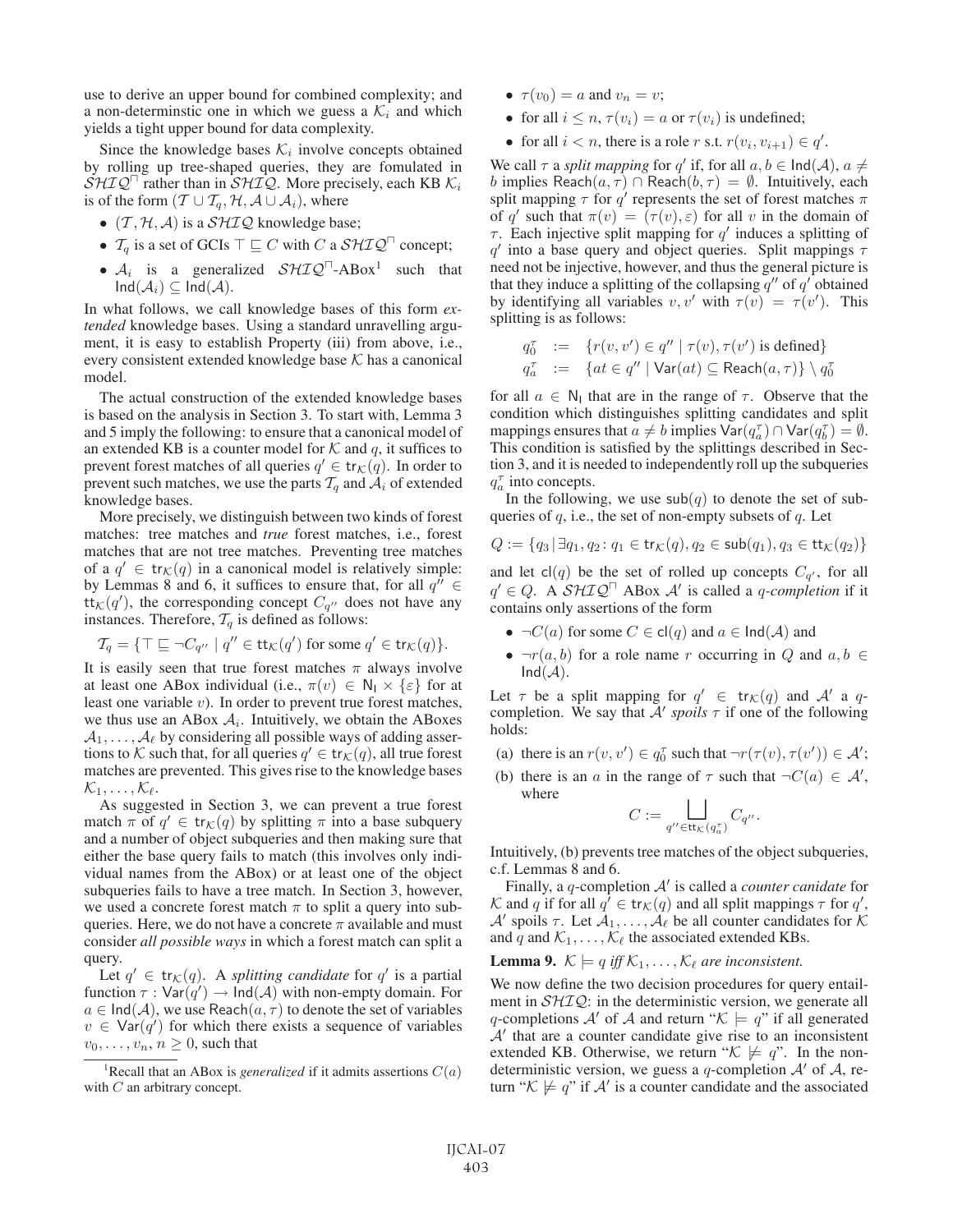use to derive an upper bound for combined complexity; and a non-determinstic one in which we guess a $\mathcal{K}_i$ and which yields a tight upper bound for data complexity.

Since the knowledge bases $\mathcal{K}_i$ involve concepts obtained by rolling up tree-shaped queries, they are fomulated in $\mathcal{SHIQ}^\sqcap$ rather than in $\mathcal{SHIQ}$. More precisely, each KB $\mathcal{K}_i$ is of the form $(\mathcal{T} \cup \mathcal{T}_q, \mathcal{H}, \mathcal{A} \cup \mathcal{A}_i)$, where

- $(\mathcal{T}, \mathcal{H}, \mathcal{A})$ is a $\mathcal{SHIQ}$ knowledge base;
- $\mathcal{T}_q$ is a set of GCIs $\top \sqsubseteq C$ with $C$ a $\mathcal{SHIQ}^\sqcap$ concept;
- $\mathcal{A}_i$ is a generalized $\mathcal{SHIQ}^\sqcap$-ABox[1] such that $\mathsf{Ind}(\mathcal{A}_i) \subseteq \mathsf{Ind}(\mathcal{A})$.

In what follows, we call knowledge bases of this form *extended* knowledge bases. Using a standard unravelling argument, it is easy to establish Property (iii) from above, i.e., every consistent extended knowledge base $\mathcal{K}$ has a canonical model.

The actual construction of the extended knowledge bases is based on the analysis in Section 3. To start with, Lemma 3 and 5 imply the following: to ensure that a canonical model of an extended KB is a counter model for $\mathcal{K}$ and $q$, it suffices to prevent forest matches of all queries $q' \in \mathsf{tr}_\mathcal{K}(q)$. In order to prevent such matches, we use the parts $\mathcal{T}_q$ and $\mathcal{A}_i$ of extended knowledge bases.

More precisely, we distinguish between two kinds of forest matches: tree matches and *true* forest matches, i.e., forest matches that are not tree matches. Preventing tree matches of a $q' \in \mathsf{tr}_\mathcal{K}(q)$ in a canonical model is relatively simple: by Lemmas 8 and 6, it suffices to ensure that, for all $q'' \in \mathsf{tt}_\mathcal{K}(q')$, the corresponding concept $C_{q''}$ does not have any instances. Therefore, $\mathcal{T}_q$ is defined as follows:

$$\mathcal{T}_q = \{\top \sqsubseteq \neg C_{q''} \mid q'' \in \mathsf{tt}_\mathcal{K}(q') \text{ for some } q' \in \mathsf{tr}_\mathcal{K}(q)\}.$$

It is easily seen that true forest matches $\pi$ always involve at least one ABox individual (i.e., $\pi(v) \in \mathsf{N_I} \times \{\varepsilon\}$ for at least one variable $v$). In order to prevent true forest matches, we thus use an ABox $\mathcal{A}_i$. Intuitively, we obtain the ABoxes $\mathcal{A}_1, \ldots, \mathcal{A}_\ell$ by considering all possible ways of adding assertions to $\mathcal{K}$ such that, for all queries $q' \in \mathsf{tr}_\mathcal{K}(q)$, all true forest matches are prevented. This gives rise to the knowledge bases $\mathcal{K}_1, \ldots, \mathcal{K}_\ell$.

As suggested in Section 3, we can prevent a true forest match $\pi$ of $q' \in \mathsf{tr}_\mathcal{K}(q)$ by splitting $\pi$ into a base subquery and a number of object subqueries and then making sure that either the base query fails to match (this involves only individual names from the ABox) or at least one of the object subqueries fails to have a tree match. In Section 3, however, we used a concrete forest match $\pi$ to split a query into subqueries. Here, we do not have a concrete $\pi$ available and must consider *all possible ways* in which a forest match can split a query.

Let $q' \in \mathsf{tr}_\mathcal{K}(q)$. A *splitting candidate* for $q'$ is a partial function $\tau : \mathsf{Var}(q') \to \mathsf{Ind}(\mathcal{A})$ with non-empty domain. For $a \in \mathsf{Ind}(\mathcal{A})$, we use $\mathsf{Reach}(a, \tau)$ to denote the set of variables $v \in \mathsf{Var}(q')$ for which there exists a sequence of variables $v_0, \ldots, v_n$, $n \geq 0$, such that

- $\tau(v_0) = a$ and $v_n = v$;
- for all $i \leq n$, $\tau(v_i) = a$ or $\tau(v_i)$ is undefined;
- for all $i < n$, there is a role $r$ s.t. $r(v_i, v_{i+1}) \in q'$.

We call $\tau$ a *split mapping* for $q'$ if, for all $a, b \in \mathsf{Ind}(\mathcal{A})$, $a \neq b$ implies $\mathsf{Reach}(a, \tau) \cap \mathsf{Reach}(b, \tau) = \emptyset$. Intuitively, each split mapping $\tau$ for $q'$ represents the set of forest matches $\pi$ of $q'$ such that $\pi(v) = (\tau(v), \varepsilon)$ for all $v$ in the domain of $\tau$. Each injective split mapping for $q'$ induces a splitting of $q'$ into a base query and object queries. Split mappings $\tau$ need not be injective, however, and thus the general picture is that they induce a splitting of the collapsing $q''$ of $q'$ obtained by identifying all variables $v, v'$ with $\tau(v) = \tau(v')$. This splitting is as follows:

$$\begin{aligned} q_0^\tau &:= \{r(v, v') \in q'' \mid \tau(v), \tau(v') \text{ is defined}\} \\ q_a^\tau &:= \{at \in q'' \mid \mathsf{Var}(at) \subseteq \mathsf{Reach}(a, \tau)\} \setminus q_0^\tau \end{aligned}$$

for all $a \in \mathsf{N_I}$ that are in the range of $\tau$. Observe that the condition which distinguishes splitting candidates and split mappings ensures that $a \neq b$ implies $\mathsf{Var}(q_a^\tau) \cap \mathsf{Var}(q_b^\tau) = \emptyset$. This condition is satisfied by the splittings described in Section 3, and it is needed to independently roll up the subqueries $q_a^\tau$ into concepts.

In the following, we use $\mathsf{sub}(q)$ to denote the set of subqueries of $q$, i.e., the set of non-empty subsets of $q$. Let

$$Q := \{q_3 \mid \exists q_1, q_2 \colon q_1 \in \mathsf{tr}_\mathcal{K}(q), q_2 \in \mathsf{sub}(q_1), q_3 \in \mathsf{tt}_\mathcal{K}(q_2)\}$$

and let $\mathsf{cl}(q)$ be the set of rolled up concepts $C_{q'}$, for all $q' \in Q$. A $\mathcal{SHIQ}^\sqcap$ ABox $\mathcal{A}'$ is called a *$q$-completion* if it contains only assertions of the form

- $\neg C(a)$ for some $C \in \mathsf{cl}(q)$ and $a \in \mathsf{Ind}(\mathcal{A})$ and
- $\neg r(a, b)$ for a role name $r$ occurring in $Q$ and $a, b \in \mathsf{Ind}(\mathcal{A})$.

Let $\tau$ be a split mapping for $q' \in \mathsf{tr}_\mathcal{K}(q)$ and $\mathcal{A}'$ a $q$-completion. We say that $\mathcal{A}'$ *spoils* $\tau$ if one of the following holds:

(a) there is an $r(v, v') \in q_0^\tau$ such that $\neg r(\tau(v), \tau(v')) \in \mathcal{A}'$;

(b) there is an $a$ in the range of $\tau$ such that $\neg C(a) \in \mathcal{A}'$, where

$$C := \bigsqcup_{q'' \in \mathsf{tt}_\mathcal{K}(q_a^\tau)} C_{q''}.$$

Intuitively, (b) prevents tree matches of the object subqueries, c.f. Lemmas 8 and 6.

Finally, a $q$-completion $\mathcal{A}'$ is called a *counter canidate* for $\mathcal{K}$ and $q$ if for all $q' \in \mathsf{tr}_\mathcal{K}(q)$ and all split mappings $\tau$ for $q'$, $\mathcal{A}'$ spoils $\tau$. Let $\mathcal{A}_1, \ldots, \mathcal{A}_\ell$ be all counter candidates for $\mathcal{K}$ and $q$ and $\mathcal{K}_1, \ldots, \mathcal{K}_\ell$ the associated extended KBs.

**Lemma 9.** *$\mathcal{K} \models q$ iff $\mathcal{K}_1, \ldots, \mathcal{K}_\ell$ are inconsistent.*

We now define the two decision procedures for query entailment in $\mathcal{SHIQ}$: in the deterministic version, we generate all $q$-completions $\mathcal{A}'$ of $\mathcal{A}$ and return "$\mathcal{K} \models q$" if all generated $\mathcal{A}'$ that are a counter candidate give rise to an inconsistent extended KB. Otherwise, we return "$\mathcal{K} \not\models q$". In the non-deterministic version, we guess a $q$-completion $\mathcal{A}'$ of $\mathcal{A}$, return "$\mathcal{K} \not\models q$" if $\mathcal{A}'$ is a counter candidate and the associated

[1] Recall that an ABox is *generalized* if it admits assertions $C(a)$ with $C$ an arbitrary concept.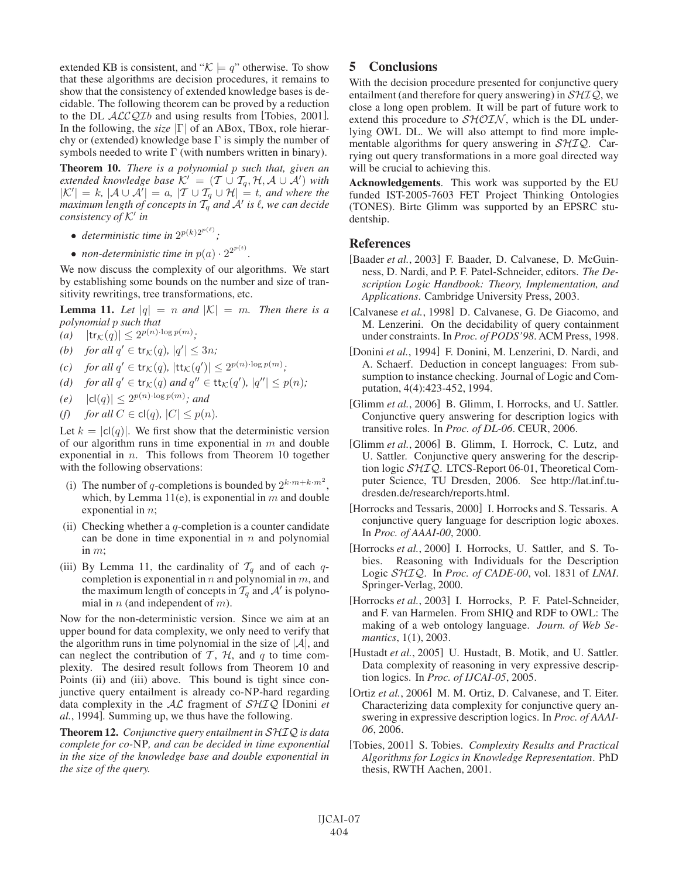extended KB is consistent, and "$\mathcal{K} \models q$" otherwise. To show that these algorithms are decision procedures, it remains to show that the consistency of extended knowledge bases is decidable. The following theorem can be proved by a reduction to the DL $\mathcal{ALCQI}b$ and using results from [Tobies, 2001]. In the following, the *size* $|\Gamma|$ of an ABox, TBox, role hierarchy or (extended) knowledge base $\Gamma$ is simply the number of symbols needed to write $\Gamma$ (with numbers written in binary).

**Theorem 10.** *There is a polynomial $p$ such that, given an extended knowledge base $\mathcal{K}' = (\mathcal{T} \cup \mathcal{T}_q, \mathcal{H}, \mathcal{A} \cup \mathcal{A}')$ with $|\mathcal{K}'| = k$, $|\mathcal{A} \cup \mathcal{A}'| = a$, $|\mathcal{T} \cup \mathcal{T}_q \cup \mathcal{H}| = t$, and where the maximum length of concepts in $\mathcal{T}_q$ and $\mathcal{A}'$ is $\ell$, we can decide consistency of $\mathcal{K}'$ in*

- *deterministic time in $2^{p(k)2^{p(\ell)}}$;*
- *non-deterministic time in $p(a) \cdot 2^{2^{p(t)}}$.*

We now discuss the complexity of our algorithms. We start by establishing some bounds on the number and size of transitivity rewritings, tree transformations, etc.

**Lemma 11.** *Let $|q| = n$ and $|\mathcal{K}| = m$. Then there is a polynomial $p$ such that*

*(a)* $|\mathsf{tr}_\mathcal{K}(q)| \leq 2^{p(n) \cdot \log p(m)}$*;*

*(b)* *for all $q' \in \mathsf{tr}_\mathcal{K}(q)$, $|q'| \leq 3n$;*

*(c)* *for all $q' \in \mathsf{tr}_\mathcal{K}(q)$, $|\mathsf{tt}_\mathcal{K}(q')| \leq 2^{p(n) \cdot \log p(m)}$;*

*(d)* *for all $q' \in \mathsf{tr}_\mathcal{K}(q)$ and $q'' \in \mathsf{tt}_\mathcal{K}(q')$, $|q''| \leq p(n)$;*

*(e)* $|\mathsf{cl}(q)| \leq 2^{p(n) \cdot \log p(m)}$*; and*

*(f)* *for all $C \in \mathsf{cl}(q)$, $|C| \leq p(n)$.*

Let $k = |\mathsf{cl}(q)|$. We first show that the deterministic version of our algorithm runs in time exponential in $m$ and double exponential in $n$. This follows from Theorem 10 together with the following observations:

(i) The number of $q$-completions is bounded by $2^{k \cdot m + k \cdot m^2}$, which, by Lemma 11(e), is exponential in $m$ and double exponential in $n$;

(ii) Checking whether a $q$-completion is a counter candidate can be done in time exponential in $n$ and polynomial in $m$;

(iii) By Lemma 11, the cardinality of $\mathcal{T}_q$ and of each $q$-completion is exponential in $n$ and polynomial in $m$, and the maximum length of concepts in $\mathcal{T}_q$ and $\mathcal{A}'$ is polynomial in $n$ (and independent of $m$).

Now for the non-deterministic version. Since we aim at an upper bound for data complexity, we only need to verify that the algorithm runs in time polynomial in the size of $|\mathcal{A}|$, and can neglect the contribution of $\mathcal{T}$, $\mathcal{H}$, and $q$ to time complexity. The desired result follows from Theorem 10 and Points (ii) and (iii) above. This bound is tight since conjunctive query entailment is already co-NP-hard regarding data complexity in the $\mathcal{AL}$ fragment of $\mathcal{SHIQ}$ [Donini *et al.*, 1994]. Summing up, we thus have the following.

**Theorem 12.** *Conjunctive query entailment in $\mathcal{SHIQ}$ is data complete for co-*NP*, and can be decided in time exponential in the size of the knowledge base and double exponential in the size of the query.*

## 5 Conclusions

With the decision procedure presented for conjunctive query entailment (and therefore for query answering) in $\mathcal{SHIQ}$, we close a long open problem. It will be part of future work to extend this procedure to $\mathcal{SHOIN}$, which is the DL underlying OWL DL. We will also attempt to find more implementable algorithms for query answering in $\mathcal{SHIQ}$. Carrying out query transformations in a more goal directed way will be crucial to achieving this.

**Acknowledgements**. This work was supported by the EU funded IST-2005-7603 FET Project Thinking Ontologies (TONES). Birte Glimm was supported by an EPSRC studentship.

## References

[Baader *et al.*, 2003] F. Baader, D. Calvanese, D. McGuinness, D. Nardi, and P. F. Patel-Schneider, editors. *The Description Logic Handbook: Theory, Implementation, and Applications*. Cambridge University Press, 2003.

[Calvanese *et al.*, 1998] D. Calvanese, G. De Giacomo, and M. Lenzerini. On the decidability of query containment under constraints. In *Proc. of PODS'98*. ACM Press, 1998.

[Donini *et al.*, 1994] F. Donini, M. Lenzerini, D. Nardi, and A. Schaerf. Deduction in concept languages: From subsumption to instance checking. Journal of Logic and Computation, 4(4):423-452, 1994.

[Glimm *et al.*, 2006] B. Glimm, I. Horrocks, and U. Sattler. Conjunctive query answering for description logics with transitive roles. In *Proc. of DL-06*. CEUR, 2006.

[Glimm *et al.*, 2006] B. Glimm, I. Horrock, C. Lutz, and U. Sattler. Conjunctive query answering for the description logic $\mathcal{SHIQ}$. LTCS-Report 06-01, Theoretical Computer Science, TU Dresden, 2006. See http://lat.inf.tu-dresden.de/research/reports.html.

[Horrocks and Tessaris, 2000] I. Horrocks and S. Tessaris. A conjunctive query language for description logic aboxes. In *Proc. of AAAI-00*, 2000.

[Horrocks *et al.*, 2000] I. Horrocks, U. Sattler, and S. Tobies. Reasoning with Individuals for the Description Logic $\mathcal{SHIQ}$. In *Proc. of CADE-00*, vol. 1831 of *LNAI*. Springer-Verlag, 2000.

[Horrocks *et al.*, 2003] I. Horrocks, P. F. Patel-Schneider, and F. van Harmelen. From SHIQ and RDF to OWL: The making of a web ontology language. *Journ. of Web Semantics*, 1(1), 2003.

[Hustadt *et al.*, 2005] U. Hustadt, B. Motik, and U. Sattler. Data complexity of reasoning in very expressive description logics. In *Proc. of IJCAI-05*, 2005.

[Ortiz *et al.*, 2006] M. M. Ortiz, D. Calvanese, and T. Eiter. Characterizing data complexity for conjunctive query answering in expressive description logics. In *Proc. of AAAI-06*, 2006.

[Tobies, 2001] S. Tobies. *Complexity Results and Practical Algorithms for Logics in Knowledge Representation*. PhD thesis, RWTH Aachen, 2001.